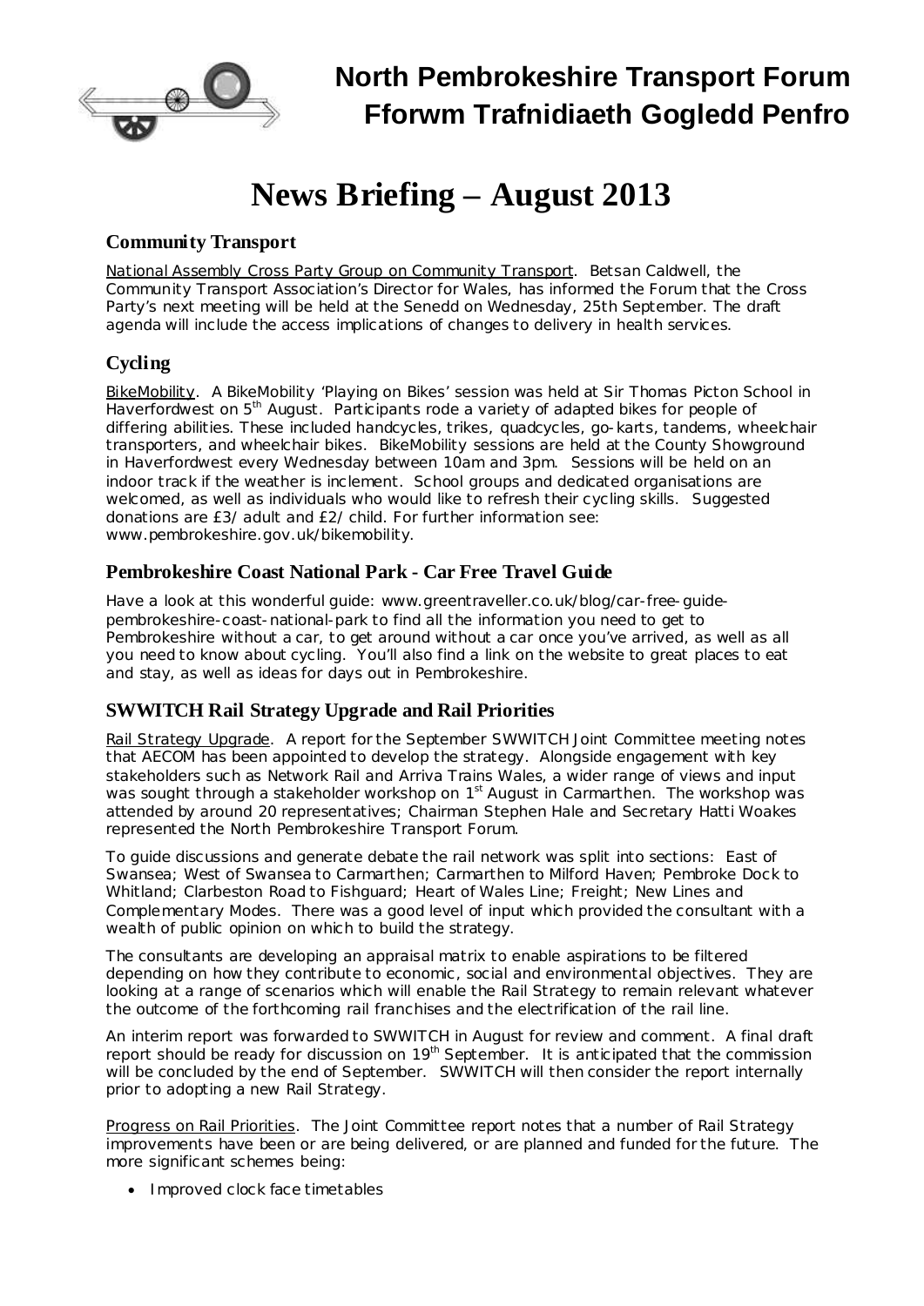# North Pembrokeshire Transport Forum
# Fforwm Trafnidiaeth Gogledd Penfro

# News Briefing – August 2013

## Community Transport

National Assembly Cross Party Group on Community Transport. Betsan Caldwell, the Community Transport Association's Director for Wales, has informed the Forum that the Cross Party's next meeting will be held at the Senedd on Wednesday, 25th September. The draft agenda will include the access implications of changes to delivery in health services.

## Cycling

BikeMobility. A BikeMobility 'Playing on Bikes' session was held at Sir Thomas Picton School in Haverfordwest on 5th August. Participants rode a variety of adapted bikes for people of differing abilities. These included handcycles, trikes, quadcycles, go-karts, tandems, wheelchair transporters, and wheelchair bikes. BikeMobility sessions are held at the County Showground in Haverfordwest every Wednesday between 10am and 3pm. Sessions will be held on an indoor track if the weather is inclement. School groups and dedicated organisations are welcomed, as well as individuals who would like to refresh their cycling skills. Suggested donations are £3/ adult and £2/ child. For further information see: www.pembrokeshire.gov.uk/bikemobility.

## Pembrokeshire Coast National Park - Car Free Travel Guide

Have a look at this wonderful guide: www.greentraveller.co.uk/blog/car-free-guide-pembrokeshire-coast-national-park to find all the information you need to get to Pembrokeshire without a car, to get around without a car once you've arrived, as well as all you need to know about cycling. You'll also find a link on the website to great places to eat and stay, as well as ideas for days out in Pembrokeshire.

## SWWITCH Rail Strategy Upgrade and Rail Priorities

Rail Strategy Upgrade. A report for the September SWWITCH Joint Committee meeting notes that AECOM has been appointed to develop the strategy. Alongside engagement with key stakeholders such as Network Rail and Arriva Trains Wales, a wider range of views and input was sought through a stakeholder workshop on 1st August in Carmarthen. The workshop was attended by around 20 representatives; Chairman Stephen Hale and Secretary Hatti Woakes represented the North Pembrokeshire Transport Forum.

To guide discussions and generate debate the rail network was split into sections: East of Swansea; West of Swansea to Carmarthen; Carmarthen to Milford Haven; Pembroke Dock to Whitland; Clarbeston Road to Fishguard; Heart of Wales Line; Freight; New Lines and Complementary Modes. There was a good level of input which provided the consultant with a wealth of public opinion on which to build the strategy.

The consultants are developing an appraisal matrix to enable aspirations to be filtered depending on how they contribute to economic, social and environmental objectives. They are looking at a range of scenarios which will enable the Rail Strategy to remain relevant whatever the outcome of the forthcoming rail franchises and the electrification of the rail line.

An interim report was forwarded to SWWITCH in August for review and comment. A final draft report should be ready for discussion on 19th September. It is anticipated that the commission will be concluded by the end of September. SWWITCH will then consider the report internally prior to adopting a new Rail Strategy.

Progress on Rail Priorities. The Joint Committee report notes that a number of Rail Strategy improvements have been or are being delivered, or are planned and funded for the future. The more significant schemes being:

- Improved clock face timetables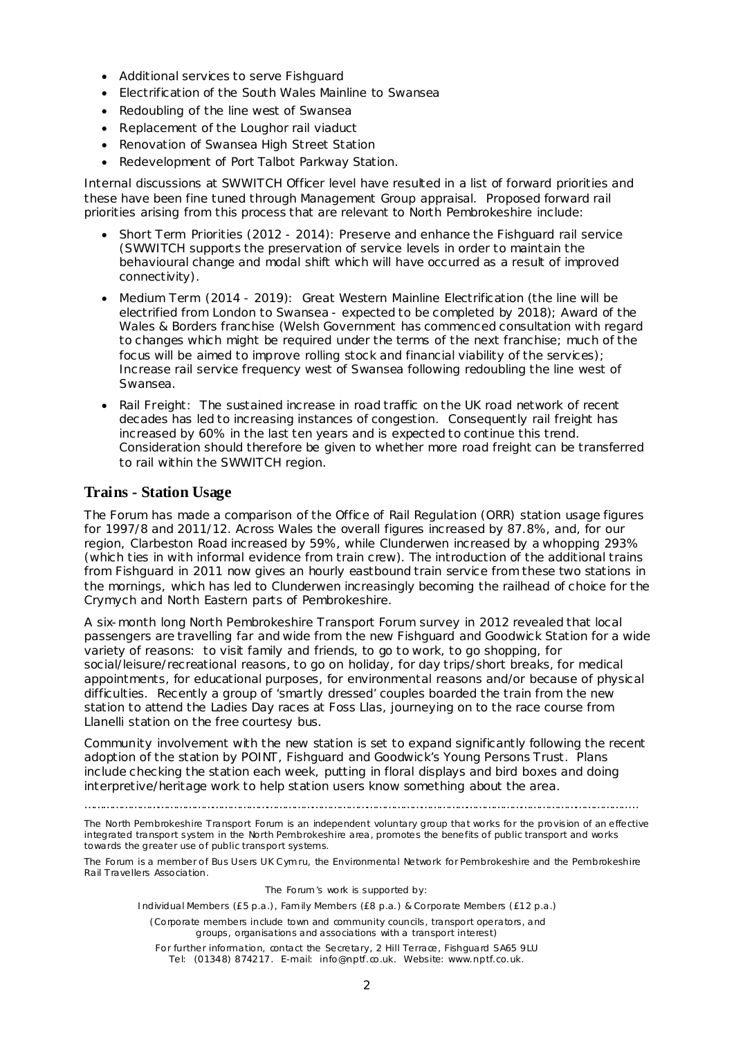- Additional services to serve Fishguard
- Electrification of the South Wales Mainline to Swansea
- Redoubling of the line west of Swansea
- Replacement of the Loughor rail viaduct
- Renovation of Swansea High Street Station
- Redevelopment of Port Talbot Parkway Station.

Internal discussions at SWWITCH Officer level have resulted in a list of forward priorities and these have been fine tuned through Management Group appraisal. Proposed forward rail priorities arising from this process that are relevant to North Pembrokeshire include:

- Short Term Priorities (2012 - 2014): Preserve and enhance the Fishguard rail service (SWWITCH supports the preservation of service levels in order to maintain the behavioural change and modal shift which will have occurred as a result of improved connectivity).
- Medium Term (2014 - 2019): Great Western Mainline Electrification (the line will be electrified from London to Swansea - expected to be completed by 2018); Award of the Wales & Borders franchise (Welsh Government has commenced consultation with regard to changes which might be required under the terms of the next franchise; much of the focus will be aimed to improve rolling stock and financial viability of the services); Increase rail service frequency west of Swansea following redoubling the line west of Swansea.
- Rail Freight: The sustained increase in road traffic on the UK road network of recent decades has led to increasing instances of congestion. Consequently rail freight has increased by 60% in the last ten years and is expected to continue this trend. Consideration should therefore be given to whether more road freight can be transferred to rail within the SWWITCH region.

## Trains - Station Usage

The Forum has made a comparison of the Office of Rail Regulation (ORR) station usage figures for 1997/8 and 2011/12. Across Wales the overall figures increased by 87.8%, and, for our region, Clarbeston Road increased by 59%, while Clunderwen increased by a whopping 293% (which ties in with informal evidence from train crew). The introduction of the additional trains from Fishguard in 2011 now gives an hourly eastbound train service from these two stations in the mornings, which has led to Clunderwen increasingly becoming the railhead of choice for the Crymych and North Eastern parts of Pembrokeshire.

A six-month long North Pembrokeshire Transport Forum survey in 2012 revealed that local passengers are travelling far and wide from the new Fishguard and Goodwick Station for a wide variety of reasons: to visit family and friends, to go to work, to go shopping, for social/leisure/recreational reasons, to go on holiday, for day trips/short breaks, for medical appointments, for educational purposes, for environmental reasons and/or because of physical difficulties. Recently a group of 'smartly dressed' couples boarded the train from the new station to attend the Ladies Day races at Foss Llas, journeying on to the race course from Llanelli station on the free courtesy bus.

Community involvement with the new station is set to expand significantly following the recent adoption of the station by POINT, Fishguard and Goodwick's Young Persons Trust. Plans include checking the station each week, putting in floral displays and bird boxes and doing interpretive/heritage work to help station users know something about the area.

---

*The North Pembrokeshire Transport Forum is an independent voluntary group that works for the provision of an effective integrated transport system in the North Pembrokeshire area, promotes the benefits of public transport and works towards the greater use of public transport systems.*

*The Forum is a member of Bus Users UK Cymru, the Environmental Network for Pembrokeshire and the Pembrokeshire Rail Travellers Association.*

*The Forum's work is supported by:*

*Individual Members (£5 p.a.), Family Members (£8 p.a.) & Corporate Members (£12 p.a.)*

*(Corporate members include town and community councils, transport operators, and groups, organisations and associations with a transport interest)*

*For further information, contact the Secretary, 2 Hill Terrace, Fishguard SA65 9LU*
*Tel: (01348) 874217. E-mail: info@nptf.co.uk. Website: www.nptf.co.uk.*